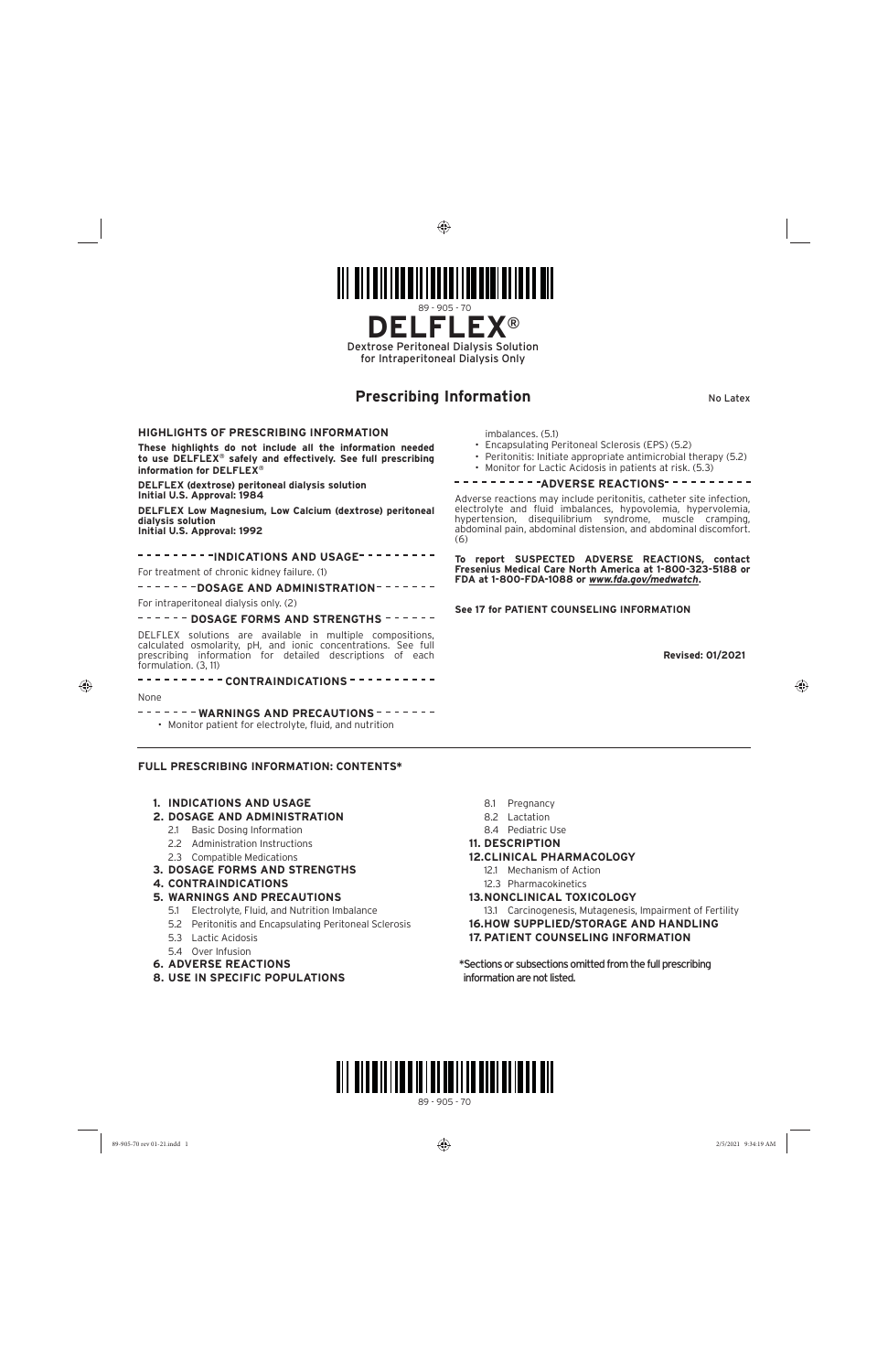89 - 905 - 70

# DELFLEX®

Dextrose Peritoneal Dialysis Solution
for Intraperitoneal Dialysis Only

## Prescribing Information

No Latex

### HIGHLIGHTS OF PRESCRIBING INFORMATION

**These highlights do not include all the information needed to use DELFLEX® safely and effectively. See full prescribing information for DELFLEX®**

**DELFLEX (dextrose) peritoneal dialysis solution**
**Initial U.S. Approval: 1984**

**DELFLEX Low Magnesium, Low Calcium (dextrose) peritoneal dialysis solution**
**Initial U.S. Approval: 1992**

**INDICATIONS AND USAGE**

For treatment of chronic kidney failure. (1)

**DOSAGE AND ADMINISTRATION**

For intraperitoneal dialysis only. (2)

**DOSAGE FORMS AND STRENGTHS**

DELFLEX solutions are available in multiple compositions, calculated osmolarity, pH, and ionic concentrations. See full prescribing information for detailed descriptions of each formulation. (3, 11)

**CONTRAINDICATIONS**

None

**WARNINGS AND PRECAUTIONS**

- Monitor patient for electrolyte, fluid, and nutrition imbalances. (5.1)
- Encapsulating Peritoneal Sclerosis (EPS) (5.2)
- Peritonitis: Initiate appropriate antimicrobial therapy (5.2)
- Monitor for Lactic Acidosis in patients at risk. (5.3)

**ADVERSE REACTIONS**

Adverse reactions may include peritonitis, catheter site infection, electrolyte and fluid imbalances, hypovolemia, hypervolemia, hypertension, disequilibrium syndrome, muscle cramping, abdominal pain, abdominal distension, and abdominal discomfort. (6)

**To report SUSPECTED ADVERSE REACTIONS, contact Fresenius Medical Care North America at 1-800-323-5188 or FDA at 1-800-FDA-1088 or *www.fda.gov/medwatch*.**

**See 17 for PATIENT COUNSELING INFORMATION**

**Revised: 01/2021**

### FULL PRESCRIBING INFORMATION: CONTENTS*

**1. INDICATIONS AND USAGE**
**2. DOSAGE AND ADMINISTRATION**
- 2.1 Basic Dosing Information
- 2.2 Administration Instructions
- 2.3 Compatible Medications

**3. DOSAGE FORMS AND STRENGTHS**
**4. CONTRAINDICATIONS**
**5. WARNINGS AND PRECAUTIONS**
- 5.1 Electrolyte, Fluid, and Nutrition Imbalance
- 5.2 Peritonitis and Encapsulating Peritoneal Sclerosis
- 5.3 Lactic Acidosis
- 5.4 Over Infusion

**6. ADVERSE REACTIONS**
**8. USE IN SPECIFIC POPULATIONS**
- 8.1 Pregnancy
- 8.2 Lactation
- 8.4 Pediatric Use

**11. DESCRIPTION**
**12. CLINICAL PHARMACOLOGY**
- 12.1 Mechanism of Action
- 12.3 Pharmacokinetics

**13. NONCLINICAL TOXICOLOGY**
- 13.1 Carcinogenesis, Mutagenesis, Impairment of Fertility

**16. HOW SUPPLIED/STORAGE AND HANDLING**
**17. PATIENT COUNSELING INFORMATION**

*Sections or subsections omitted from the full prescribing information are not listed.

89 - 905 - 70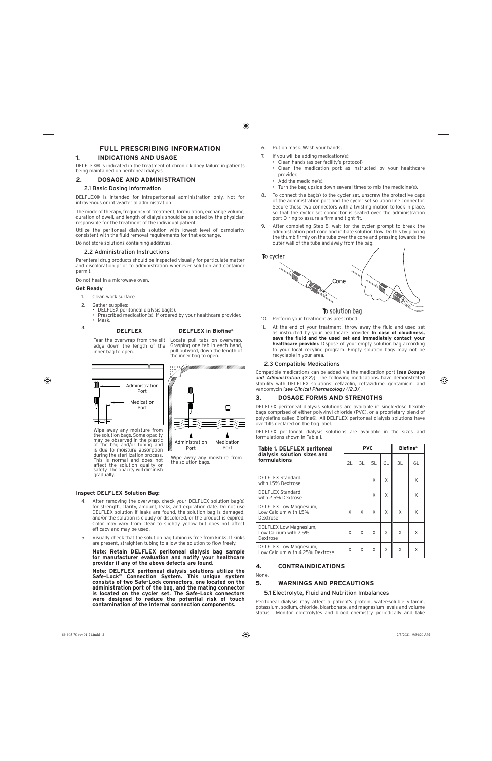# FULL PRESCRIBING INFORMATION

## 1. INDICATIONS AND USAGE

DELFLEX® is indicated in the treatment of chronic kidney failure in patients being maintained on peritoneal dialysis.

## 2. DOSAGE AND ADMINISTRATION

### 2.1 Basic Dosing Information

DELFLEX® is intended for intraperitoneal administration only. Not for intravenous or intra-arterial administration.

The mode of therapy, frequency of treatment, formulation, exchange volume, duration of dwell, and length of dialysis should be selected by the physician responsible for the treatment of the individual patient.

Utilize the peritoneal dialysis solution with lowest level of osmolarity consistent with the fluid removal requirements for that exchange.

Do not store solutions containing additives.

### 2.2 Administration Instructions

Parenteral drug products should be inspected visually for particulate matter and discoloration prior to administration whenever solution and container permit.

Do not heat in a microwave oven.

**Get Ready**

1. Clean work surface.
2. Gather supplies:
   - DELFLEX peritoneal dialysis bag(s).
   - Prescribed medication(s), if ordered by your healthcare provider.
   - Mask.
3. **DELFLEX**

   Tear the overwrap from the slit edge down the length of the inner bag to open.

   Administration Port

   Medication Port

   Wipe away any moisture from the solution bags. Some opacity may be observed in the plastic of the bag and/or tubing and is due to moisture absorption during the sterilization process. This is normal and does not affect the solution quality or safety. The opacity will diminish gradually.

   **DELFLEX in Biofine®**

   Locate pull tabs on overwrap. Grasping one tab in each hand, pull outward, down the length of the inner bag to open.

   Administration Port

   Medication Port

   Wipe away any moisture from the solution bags.

**Inspect DELFLEX Solution Bag:**

4. After removing the overwrap, check your DELFLEX solution bag(s) for strength, clarity, amount, leaks, and expiration date. Do not use DELFLEX solution if leaks are found, the solution bag is damaged, and/or the solution is cloudy or discolored, or the product is expired. Color may vary from clear to slightly yellow but does not affect efficacy and may be used.
5. Visually check that the solution bag tubing is free from kinks. If kinks are present, straighten tubing to allow the solution to flow freely.

   **Note: Retain DELFLEX peritoneal dialysis bag sample for manufacturer evaluation and notify your healthcare provider if any of the above defects are found.**

   **Note: DELFLEX peritoneal dialysis solutions utilize the Safe-Lock® Connection System. This unique system consists of two Safe-Lock connectors, one located on the administration port of the bag, and the mating connector is located on the cycler set. The Safe-Lock connectors were designed to reduce the potential risk of touch contamination of the internal connection components.**

6. Put on mask. Wash your hands.
7. If you will be adding medication(s):
   - Clean hands (as per facility's protocol)
   - Clean the medication port as instructed by your healthcare provider.
   - Add the medicine(s).
   - Turn the bag upside down several times to mix the medicine(s).
8. To connect the bag(s) to the cycler set, unscrew the protective caps of the administration port and the cycler set solution line connector. Secure these two connectors with a twisting motion to lock in place, so that the cycler set connector is seated over the administration port O-ring to assure a firm and tight fit.
9. After completing Step 8, wait for the cycler prompt to break the administration port cone and initiate solution flow. Do this by placing the thumb firmly on the tube over the cone and pressing towards the outer wall of the tube and away from the bag.

To cycler

Cone

To solution bag

10. Perform your treatment as prescribed.
11. At the end of your treatment, throw away the fluid and used set as instructed by your healthcare provider. **In case of cloudiness, save the fluid and the used set and immediately contact your healthcare provider.** Dispose of your empty solution bag according to your local recyling program. Empty solution bags may not be recyclable in your area.

### 2.3 Compatible Medications

Compatible medications can be added via the medication port [*see Dosage and Administration (2.2)*]. The following medications have demonstrated stability with DELFLEX solutions: cefazolin, ceftazidime, gentamicin, and vancomycin [*see Clinical Pharmacology (12.3)*].

## 3. DOSAGE FORMS AND STRENGTHS

DELFLEX peritoneal dialysis solutions are available in single-dose flexible bags comprised of either polyvinyl chloride (PVC), or a proprietary blend of polyolefins called Biofine®. All DELFLEX peritoneal dialysis solutions have overfills declared on the bag label.

DELFLEX peritoneal dialysis solutions are available in the sizes and formulations shown in Table 1.

| Table 1. DELFLEX peritoneal dialysis solution sizes and formulations | PVC | | | | Biofine® | |
|---|---|---|---|---|---|---|
| | 2L | 3L | 5L | 6L | 3L | 6L |
| DELFLEX Standard with 1.5% Dextrose | | | X | X | | X |
| DELFLEX Standard with 2.5% Dextrose | | | X | X | | X |
| DELFLEX Low Magnesium, Low Calcium with 1.5% Dextrose | X | X | X | X | X | X |
| DELFLEX Low Magnesium, Low Calcium with 2.5% Dextrose | X | X | X | X | X | X |
| DELFLEX Low Magnesium, Low Calcium with 4.25% Dextrose | X | X | X | X | X | X |

## 4. CONTRAINDICATIONS

None.

## 5. WARNINGS AND PRECAUTIONS

### 5.1 Electrolyte, Fluid and Nutrition Imbalances

Peritoneal dialysis may affect a patient's protein, water-soluble vitamin, potassium, sodium, chloride, bicarbonate, and magnesium levels and volume status. Monitor electrolytes and blood chemistry periodically and take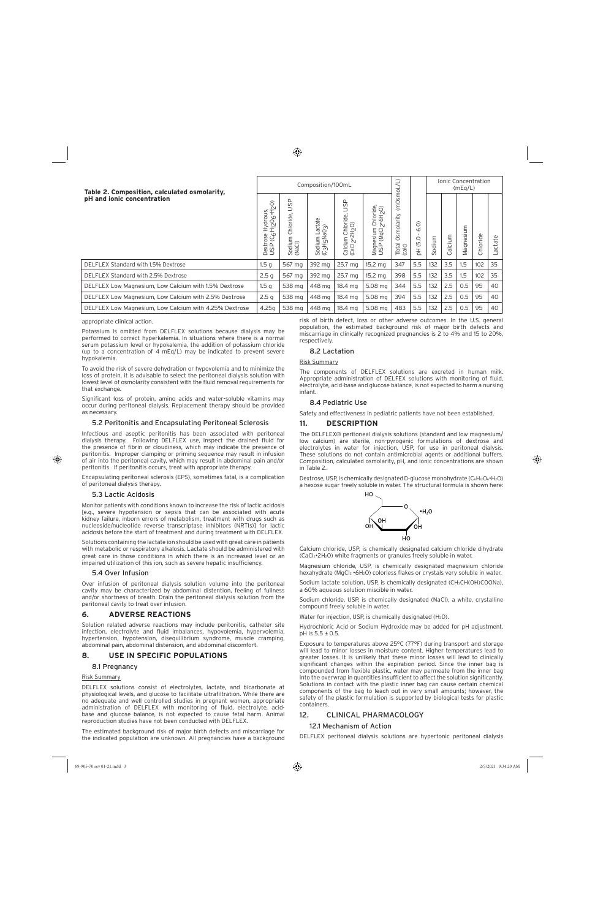**Table 2. Composition, calculated osmolarity, pH and ionic concentration**

| | Composition/100mL | | | | | | | Ionic Concentration (mEq/L) | | | | |
|---|---|---|---|---|---|---|---|---|---|---|---|---|
| | Dextrose Hydrous, USP ($C_6H_{12}O_6 \cdot H_2O$) | Sodium Chloride, USP (NaCl) | Sodium Lactate ($C_3H_5NaO_3$) | Calcium Chloride, USP ($CaCl_2 \cdot 2H_2O$) | Magnesium Chloride, USP ($MgCl_2 \cdot 6H_2O$) | Total Osmolarity (mOsmoL/L) (calc) | pH (5.0 - 6.0) | Sodium | Calcium | Magnesium | Chloride | Lactate |
| DELFLEX Standard with 1.5% Dextrose | 1.5 g | 567 mg | 392 mg | 25.7 mg | 15.2 mg | 347 | 5.5 | 132 | 3.5 | 1.5 | 102 | 35 |
| DELFLEX Standard with 2.5% Dextrose | 2.5 g | 567 mg | 392 mg | 25.7 mg | 15.2 mg | 398 | 5.5 | 132 | 3.5 | 1.5 | 102 | 35 |
| DELFLEX Low Magnesium, Low Calcium with 1.5% Dextrose | 1.5 g | 538 mg | 448 mg | 18.4 mg | 5.08 mg | 344 | 5.5 | 132 | 2.5 | 0.5 | 95 | 40 |
| DELFLEX Low Magnesium, Low Calcium with 2.5% Dextrose | 2.5 g | 538 mg | 448 mg | 18.4 mg | 5.08 mg | 394 | 5.5 | 132 | 2.5 | 0.5 | 95 | 40 |
| DELFLEX Low Magnesium, Low Calcium with 4.25% Dextrose | 4.25g | 538 mg | 448 mg | 18.4 mg | 5.08 mg | 483 | 5.5 | 132 | 2.5 | 0.5 | 95 | 40 |

appropriate clinical action.

Potassium is omitted from DELFLEX solutions because dialysis may be performed to correct hyperkalemia. In situations where there is a normal serum potassium level or hypokalemia, the addition of potassium chloride (up to a concentration of 4 mEq/L) may be indicated to prevent severe hypokalemia.

To avoid the risk of severe dehydration or hypovolemia and to minimize the loss of protein, it is advisable to select the peritoneal dialysis solution with lowest level of osmolarity consistent with the fluid removal requirements for that exchange.

Significant loss of protein, amino acids and water-soluble vitamins may occur during peritoneal dialysis. Replacement therapy should be provided as necessary.

### 5.2 Peritonitis and Encapsulating Peritoneal Sclerosis

Infectious and aseptic peritonitis has been associated with peritoneal dialysis therapy. Following DELFLEX use, inspect the drained fluid for the presence of fibrin or cloudiness, which may indicate the presence of peritonitis. Improper clamping or priming sequence may result in infusion of air into the peritoneal cavity, which may result in abdominal pain and/or peritonitis. If peritonitis occurs, treat with appropriate therapy.

Encapsulating peritoneal sclerosis (EPS), sometimes fatal, is a complication of peritoneal dialysis therapy.

### 5.3 Lactic Acidosis

Monitor patients with conditions known to increase the risk of lactic acidosis [e.g., severe hypotension or sepsis that can be associated with acute kidney failure, inborn errors of metabolism, treatment with drugs such as nucleoside/nucleotide reverse transcriptase inhibitors (NRTIs)] for lactic acidosis before the start of treatment and during treatment with DELFLEX.

Solutions containing the lactate ion should be used with great care in patients with metabolic or respiratory alkalosis. Lactate should be administered with great care in those conditions in which there is an increased level or an impaired utilization of this ion, such as severe hepatic insufficiency.

### 5.4 Over Infusion

Over infusion of peritoneal dialysis solution volume into the peritoneal cavity may be characterized by abdominal distention, feeling of fullness and/or shortness of breath. Drain the peritoneal dialysis solution from the peritoneal cavity to treat over infusion.

## 6. ADVERSE REACTIONS

Solution related adverse reactions may include peritonitis, catheter site infection, electrolyte and fluid imbalances, hypovolemia, hypervolemia, hypertension, hypotension, disequilibrium syndrome, muscle cramping, abdominal pain, abdominal distension, and abdominal discomfort.

## 8. USE IN SPECIFIC POPULATIONS

### 8.1 Pregnancy

Risk Summary

DELFLEX solutions consist of electrolytes, lactate, and bicarbonate at physiological levels, and glucose to facilitate ultrafiltration. While there are no adequate and well controlled studies in pregnant women, appropriate administration of DELFLEX with monitoring of fluid, electrolyte, acid-base and glucose balance, is not expected to cause fetal harm. Animal reproduction studies have not been conducted with DELFLEX.

The estimated background risk of major birth defects and miscarriage for the indicated population are unknown. All pregnancies have a background risk of birth defect, loss or other adverse outcomes. In the U.S. general population, the estimated background risk of major birth defects and miscarriage in clinically recognized pregnancies is 2 to 4% and 15 to 20%, respectively.

### 8.2 Lactation

Risk Summary

The components of DELFLEX solutions are excreted in human milk. Appropriate administration of DELFEX solutions with monitoring of fluid, electrolyte, acid-base and glucose balance, is not expected to harm a nursing infant.

### 8.4 Pediatric Use

Safety and effectiveness in pediatric patients have not been established.

## 11. DESCRIPTION

The DELFLEX® peritoneal dialysis solutions (standard and low magnesium/low calcium) are sterile, non-pyrogenic formulations of dextrose and electrolytes in water for injection, USP, for use in peritoneal dialysis. These solutions do not contain antimicrobial agents or additional buffers. Composition, calculated osmolarity, pH, and ionic concentrations are shown in Table 2.

Dextrose, USP, is chemically designated D-glucose monohydrate ($C_6H_{12}O_6 \cdot H_2O$) a hexose sugar freely soluble in water. The structural formula is shown here:

HO
O
•$H_2O$
OH
OH
OH
HO

Calcium chloride, USP, is chemically designated calcium chloride dihydrate ($CaCl_2 \cdot 2H_2O$) white fragments or granules freely soluble in water.

Magnesium chloride, USP, is chemically designated magnesium chloride hexahydrate ($MgCl_2 \cdot 6H_2O$) colorless flakes or crystals very soluble in water.

Sodium lactate solution, USP, is chemically designated ($CH_3CH(OH)COONa$), a 60% aqueous solution miscible in water.

Sodium chloride, USP, is chemically designated (NaCl), a white, crystalline compound freely soluble in water.

Water for injection, USP, is chemically designated ($H_2O$).

Hydrochloric Acid or Sodium Hydroxide may be added for pH adjustment. pH is 5.5 ± 0.5.

Exposure to temperatures above 25°C (77°F) during transport and storage will lead to minor losses in moisture content. Higher temperatures lead to greater losses. It is unlikely that these minor losses will lead to clinically significant changes within the expiration period. Since the inner bag is compounded from flexible plastic, water may permeate from the inner bag into the overwrap in quantities insufficient to affect the solution significantly. Solutions in contact with the plastic inner bag can cause certain chemical components of the bag to leach out in very small amounts; however, the safety of the plastic formulation is supported by biological tests for plastic containers.

## 12. CLINICAL PHARMACOLOGY

### 12.1 Mechanism of Action

DELFLEX peritoneal dialysis solutions are hypertonic peritoneal dialysis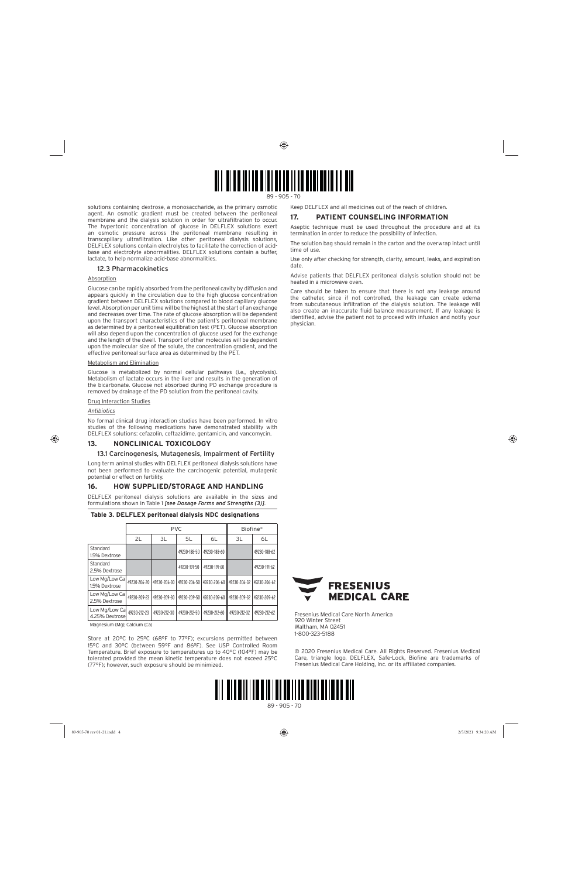solutions containing dextrose, a monosaccharide, as the primary osmotic agent. An osmotic gradient must be created between the peritoneal membrane and the dialysis solution in order for ultrafiltration to occur. The hypertonic concentration of glucose in DELFLEX solutions exert an osmotic pressure across the peritoneal membrane resulting in transcapillary ultrafiltration. Like other peritoneal dialysis solutions, DELFLEX solutions contain electrolytes to facilitate the correction of acid-base and electrolyte abnormalities. DELFLEX solutions contain a buffer, lactate, to help normalize acid-base abnormalities.

### 12.3 Pharmacokinetics

Absorption

Glucose can be rapidly absorbed from the peritoneal cavity by diffusion and appears quickly in the circulation due to the high glucose concentration gradient between DELFLEX solutions compared to blood capillary glucose level. Absorption per unit time will be the highest at the start of an exchange and decreases over time. The rate of glucose absorption will be dependent upon the transport characteristics of the patient's peritoneal membrane as determined by a peritoneal equilibration test (PET). Glucose absorption will also depend upon the concentration of glucose used for the exchange and the length of the dwell. Transport of other molecules will be dependent upon the molecular size of the solute, the concentration gradient, and the effective peritoneal surface area as determined by the PET.

Metabolism and Elimination

Glucose is metabolized by normal cellular pathways (i.e., glycolysis). Metabolism of lactate occurs in the liver and results in the generation of the bicarbonate. Glucose not absorbed during PD exchange procedure is removed by drainage of the PD solution from the peritoneal cavity.

Drug Interaction Studies

*Antibiotics*

No formal clinical drug interaction studies have been performed. In vitro studies of the following medications have demonstrated stability with DELFLEX solutions: cefazolin, ceftazidime, gentamicin, and vancomycin.

## 13. NONCLINICAL TOXICOLOGY

### 13.1 Carcinogenesis, Mutagenesis, Impairment of Fertility

Long term animal studies with DELFLEX peritoneal dialysis solutions have not been performed to evaluate the carcinogenic potential, mutagenic potential or effect on fertility.

## 16. HOW SUPPLIED/STORAGE AND HANDLING

DELFLEX peritoneal dialysis solutions are available in the sizes and formulations shown in Table 1 *[see Dosage Forms and Strengths (3)]*.

**Table 3. DELFLEX peritoneal dialysis NDC designations**

| | PVC | | | | Biofine® | |
|---|---|---|---|---|---|---|
| | 2L | 3L | 5L | 6L | 3L | 6L |
| Standard 1.5% Dextrose | | | 49230-188-50 | 49230-188-60 | | 49230-188-62 |
| Standard 2.5% Dextrose | | | 49230-191-50 | 49230-191-60 | | 49230-191-62 |
| Low Mg/Low Ca 1.5% Dextrose | 49230-206-20 | 49230-206-30 | 49230-206-50 | 49230-206-60 | 49230-206-32 | 49230-206-62 |
| Low Mg/Low Ca 2.5% Dextrose | 49230-209-23 | 49230-209-30 | 49230-209-50 | 49230-209-60 | 49230-209-32 | 49230-209-62 |
| Low Mg/Low Ca 4.25% Dextrose | 49230-212-23 | 49230-212-30 | 49230-212-50 | 49230-212-60 | 49230-212-32 | 49230-212-62 |

Magnesium (Mg); Calcium (Ca)

Store at 20°C to 25°C (68°F to 77°F); excursions permitted between 15°C and 30°C (between 59°F and 86°F). See USP Controlled Room Temperature. Brief exposure to temperatures up to 40°C (104°F) may be tolerated provided the mean kinetic temperature does not exceed 25°C (77°F); however, such exposure should be minimized.

Keep DELFLEX and all medicines out of the reach of children.

## 17. PATIENT COUNSELING INFORMATION

Aseptic technique must be used throughout the procedure and at its termination in order to reduce the possibility of infection.

The solution bag should remain in the carton and the overwrap intact until time of use.

Use only after checking for strength, clarity, amount, leaks, and expiration date.

Advise patients that DELFLEX peritoneal dialysis solution should not be heated in a microwave oven.

Care should be taken to ensure that there is not any leakage around the catheter, since if not controlled, the leakage can create edema from subcutaneous infiltration of the dialysis solution. The leakage will also create an inaccurate fluid balance measurement. If any leakage is identified, advise the patient not to proceed with infusion and notify your physician.

FRESENIUS MEDICAL CARE

Fresenius Medical Care North America
920 Winter Street
Waltham, MA 02451
1-800-323-5188

© 2020 Fresenius Medical Care. All Rights Reserved. Fresenius Medical Care, triangle logo, DELFLEX, Safe-Lock, Biofine are trademarks of Fresenius Medical Care Holding, Inc. or its affiliated companies.

89 - 905 - 70